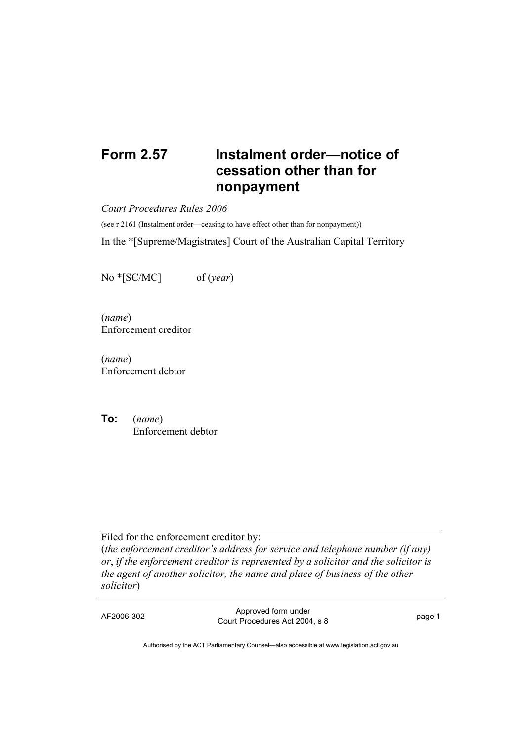# Form 2.57 Instalment order—notice of cessation other than for nonpayment

*Court Procedures Rules 2006*

(see r 2161 (Instalment order—ceasing to have effect other than for nonpayment))

In the *[Supreme/Magistrates] Court of the Australian Capital Territory

No *[SC/MC] of (*year*)

(*name*)
Enforcement creditor

(*name*)
Enforcement debtor

**To:** (*name*)
Enforcement debtor

---

Filed for the enforcement creditor by:
(*the enforcement creditor's address for service and telephone number (if any) or*, *if the enforcement creditor is represented by a solicitor and the solicitor is the agent of another solicitor, the name and place of business of the other solicitor*)

---

AF2006-302 Approved form under Court Procedures Act 2004, s 8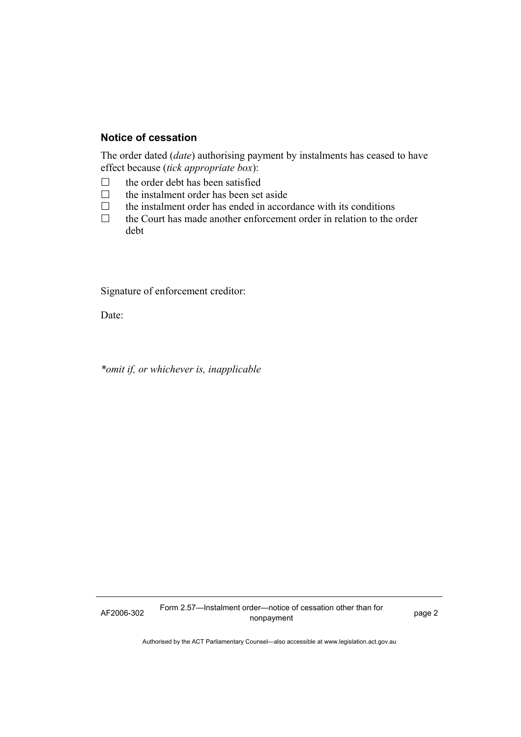### Notice of cessation

The order dated (*date*) authorising payment by instalments has ceased to have effect because (*tick appropriate box*):

☐ the order debt has been satisfied
☐ the instalment order has been set aside
☐ the instalment order has ended in accordance with its conditions
☐ the Court has made another enforcement order in relation to the order debt

Signature of enforcement creditor:

Date:

*\*omit if, or whichever is, inapplicable*